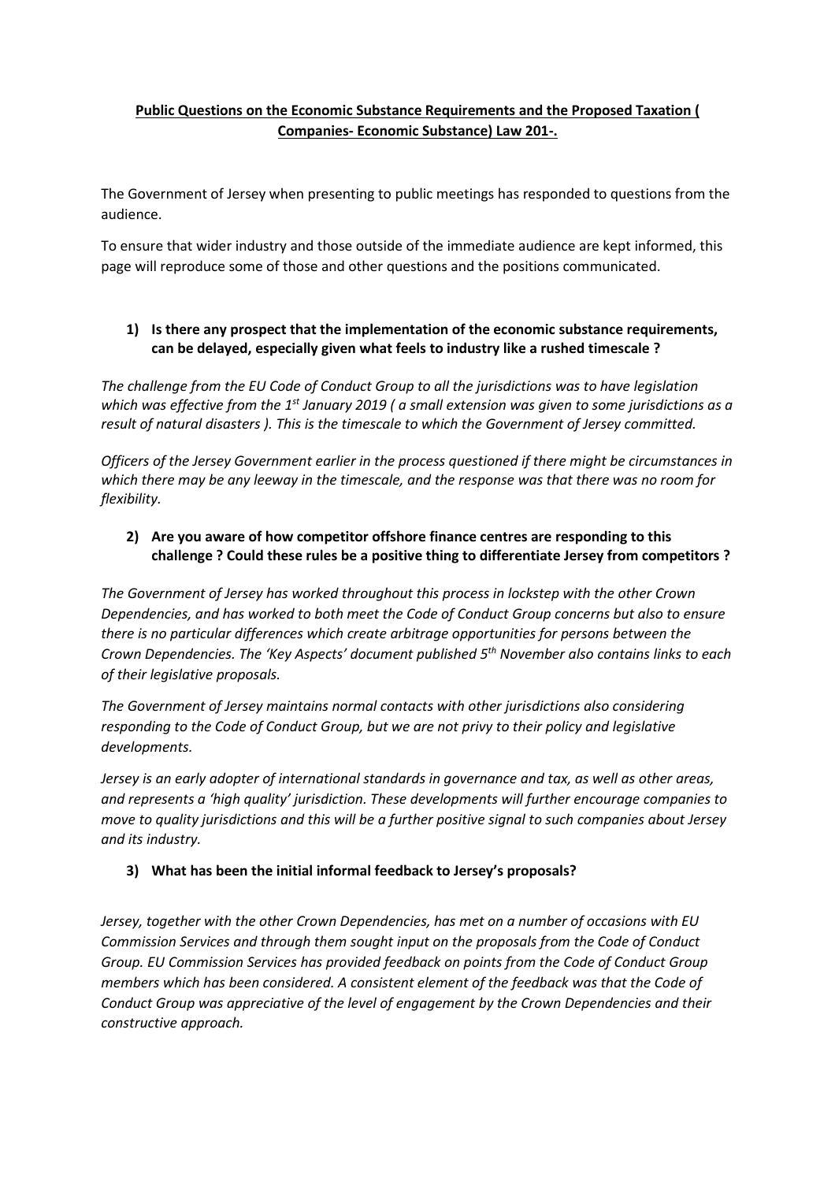**Public Questions on the Economic Substance Requirements and the Proposed Taxation ( Companies- Economic Substance) Law 201-.**

The Government of Jersey when presenting to public meetings has responded to questions from the audience.

To ensure that wider industry and those outside of the immediate audience are kept informed, this page will reproduce some of those and other questions and the positions communicated.

1) **Is there any prospect that the implementation of the economic substance requirements, can be delayed, especially given what feels to industry like a rushed timescale ?**

*The challenge from the EU Code of Conduct Group to all the jurisdictions was to have legislation which was effective from the 1st January 2019 ( a small extension was given to some jurisdictions as a result of natural disasters ). This is the timescale to which the Government of Jersey committed.*

*Officers of the Jersey Government earlier in the process questioned if there might be circumstances in which there may be any leeway in the timescale, and the response was that there was no room for flexibility.*

2) **Are you aware of how competitor offshore finance centres are responding to this challenge ? Could these rules be a positive thing to differentiate Jersey from competitors ?**

*The Government of Jersey has worked throughout this process in lockstep with the other Crown Dependencies, and has worked to both meet the Code of Conduct Group concerns but also to ensure there is no particular differences which create arbitrage opportunities for persons between the Crown Dependencies. The 'Key Aspects' document published 5th November also contains links to each of their legislative proposals.*

*The Government of Jersey maintains normal contacts with other jurisdictions also considering responding to the Code of Conduct Group, but we are not privy to their policy and legislative developments.*

*Jersey is an early adopter of international standards in governance and tax, as well as other areas, and represents a 'high quality' jurisdiction. These developments will further encourage companies to move to quality jurisdictions and this will be a further positive signal to such companies about Jersey and its industry.*

3) **What has been the initial informal feedback to Jersey's proposals?**

*Jersey, together with the other Crown Dependencies, has met on a number of occasions with EU Commission Services and through them sought input on the proposals from the Code of Conduct Group. EU Commission Services has provided feedback on points from the Code of Conduct Group members which has been considered. A consistent element of the feedback was that the Code of Conduct Group was appreciative of the level of engagement by the Crown Dependencies and their constructive approach.*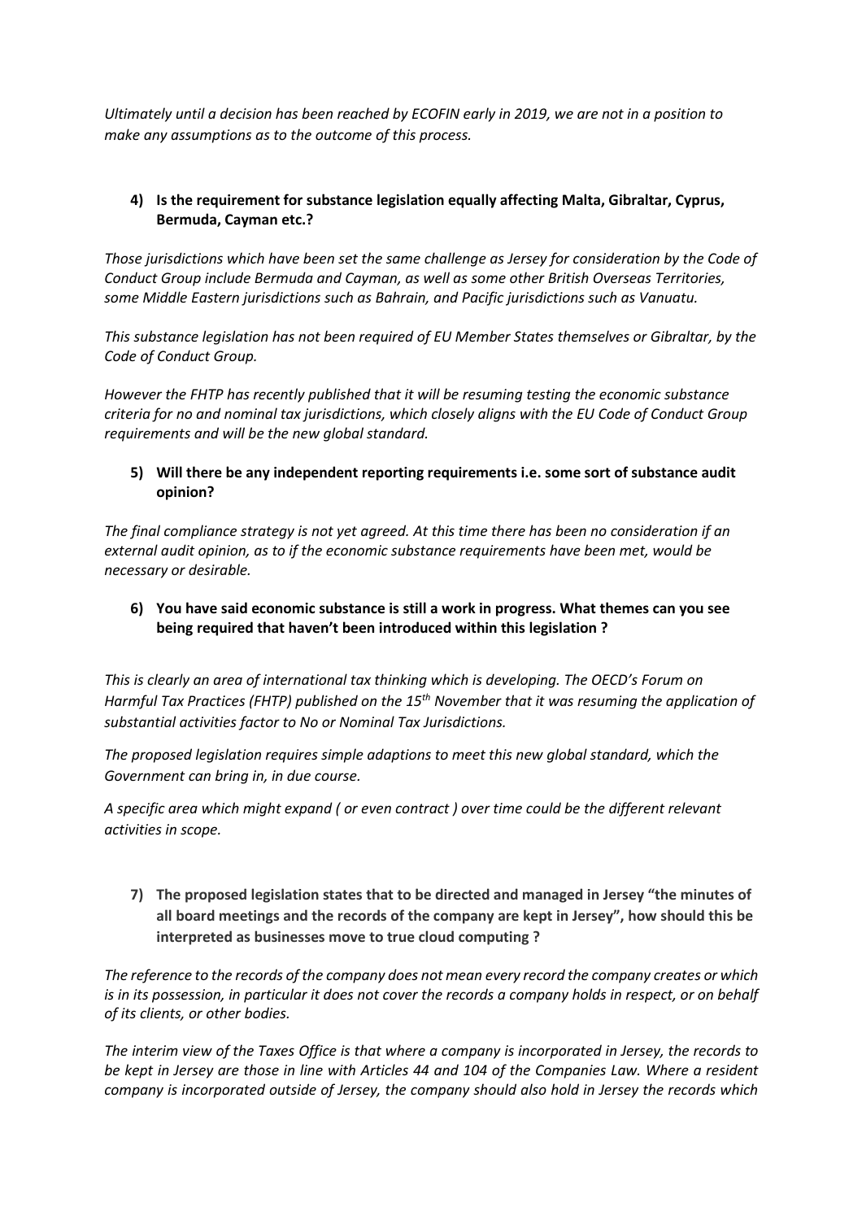*Ultimately until a decision has been reached by ECOFIN early in 2019, we are not in a position to make any assumptions as to the outcome of this process.*

4) **Is the requirement for substance legislation equally affecting Malta, Gibraltar, Cyprus, Bermuda, Cayman etc.?**

*Those jurisdictions which have been set the same challenge as Jersey for consideration by the Code of Conduct Group include Bermuda and Cayman, as well as some other British Overseas Territories, some Middle Eastern jurisdictions such as Bahrain, and Pacific jurisdictions such as Vanuatu.*

*This substance legislation has not been required of EU Member States themselves or Gibraltar, by the Code of Conduct Group.*

*However the FHTP has recently published that it will be resuming testing the economic substance criteria for no and nominal tax jurisdictions, which closely aligns with the EU Code of Conduct Group requirements and will be the new global standard.*

5) **Will there be any independent reporting requirements i.e. some sort of substance audit opinion?**

*The final compliance strategy is not yet agreed. At this time there has been no consideration if an external audit opinion, as to if the economic substance requirements have been met, would be necessary or desirable.*

6) **You have said economic substance is still a work in progress. What themes can you see being required that haven't been introduced within this legislation ?**

*This is clearly an area of international tax thinking which is developing. The OECD's Forum on Harmful Tax Practices (FHTP) published on the 15th November that it was resuming the application of substantial activities factor to No or Nominal Tax Jurisdictions.*

*The proposed legislation requires simple adaptions to meet this new global standard, which the Government can bring in, in due course.*

*A specific area which might expand ( or even contract ) over time could be the different relevant activities in scope.*

7) **The proposed legislation states that to be directed and managed in Jersey "the minutes of all board meetings and the records of the company are kept in Jersey", how should this be interpreted as businesses move to true cloud computing ?**

*The reference to the records of the company does not mean every record the company creates or which is in its possession, in particular it does not cover the records a company holds in respect, or on behalf of its clients, or other bodies.*

*The interim view of the Taxes Office is that where a company is incorporated in Jersey, the records to be kept in Jersey are those in line with Articles 44 and 104 of the Companies Law. Where a resident company is incorporated outside of Jersey, the company should also hold in Jersey the records which*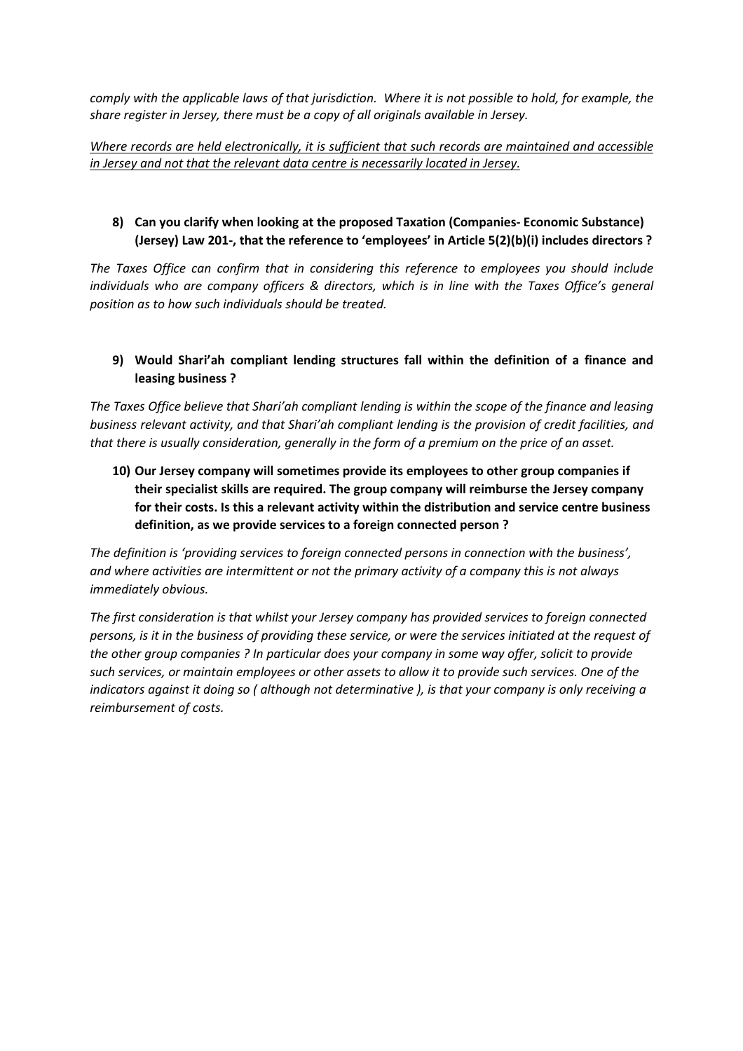*comply with the applicable laws of that jurisdiction. Where it is not possible to hold, for example, the share register in Jersey, there must be a copy of all originals available in Jersey.*

*<u>Where records are held electronically, it is sufficient that such records are maintained and accessible in Jersey and not that the relevant data centre is necessarily located in Jersey.</u>*

**8) Can you clarify when looking at the proposed Taxation (Companies- Economic Substance) (Jersey) Law 201-, that the reference to 'employees' in Article 5(2)(b)(i) includes directors ?**

*The Taxes Office can confirm that in considering this reference to employees you should include individuals who are company officers & directors, which is in line with the Taxes Office's general position as to how such individuals should be treated.*

**9) Would Shari'ah compliant lending structures fall within the definition of a finance and leasing business ?**

*The Taxes Office believe that Shari'ah compliant lending is within the scope of the finance and leasing business relevant activity, and that Shari'ah compliant lending is the provision of credit facilities, and that there is usually consideration, generally in the form of a premium on the price of an asset.*

**10) Our Jersey company will sometimes provide its employees to other group companies if their specialist skills are required. The group company will reimburse the Jersey company for their costs. Is this a relevant activity within the distribution and service centre business definition, as we provide services to a foreign connected person ?**

*The definition is 'providing services to foreign connected persons in connection with the business', and where activities are intermittent or not the primary activity of a company this is not always immediately obvious.*

*The first consideration is that whilst your Jersey company has provided services to foreign connected persons, is it in the business of providing these service, or were the services initiated at the request of the other group companies ? In particular does your company in some way offer, solicit to provide such services, or maintain employees or other assets to allow it to provide such services. One of the indicators against it doing so ( although not determinative ), is that your company is only receiving a reimbursement of costs.*